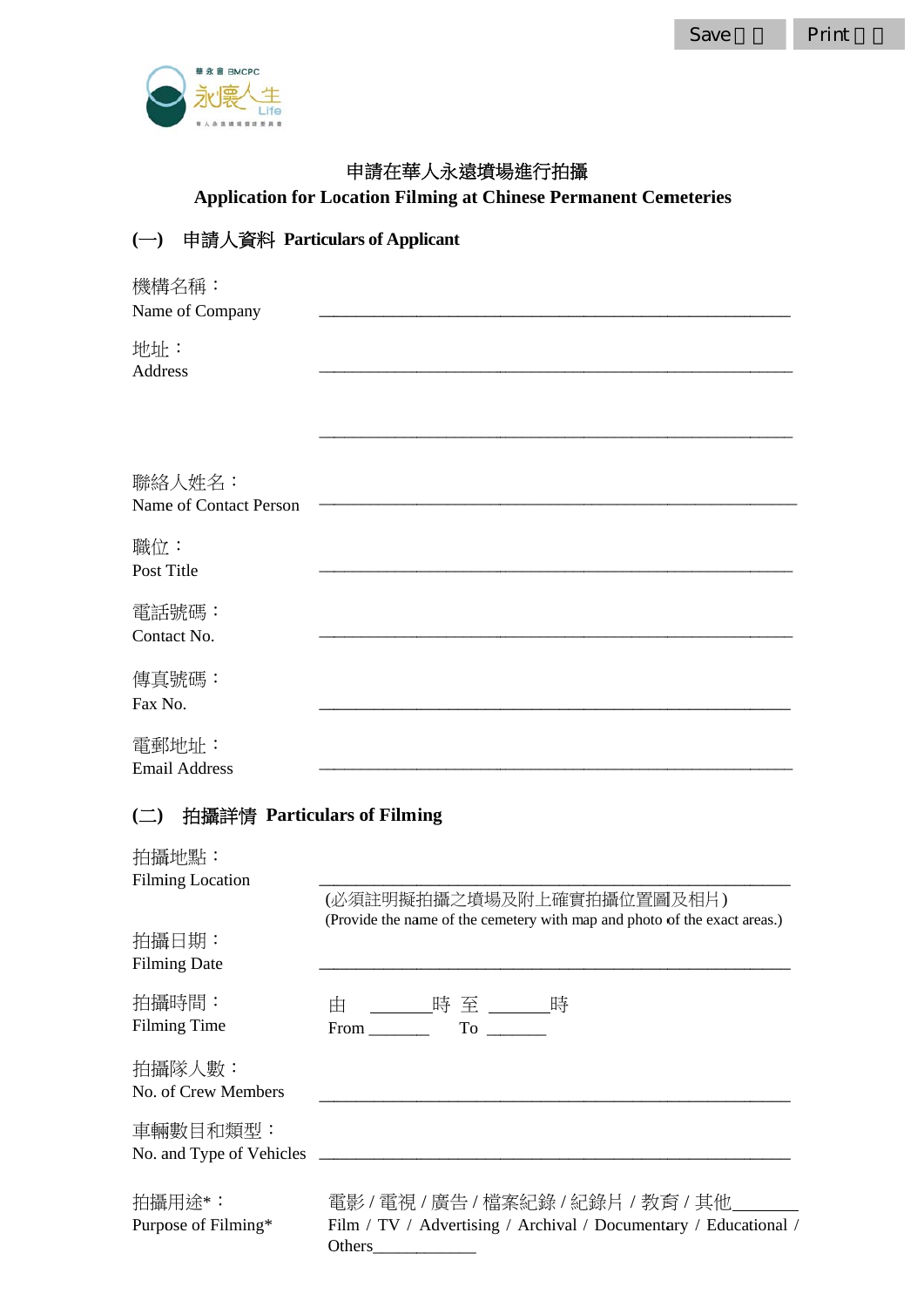Save Print

華永會 BMCPC 永懷人生 Life

# 申請在華人永遠墳場進行拍攝
# Application for Location Filming at Chinese Permanent Cemeteries

## (一) 申請人資料 Particulars of Applicant

機構名稱：
Name of Company ______________________________

地址：
Address ______________________________

______________________________

聯絡人姓名：
Name of Contact Person ______________________________

職位：
Post Title ______________________________

電話號碼：
Contact No. ______________________________

傳真號碼：
Fax No. ______________________________

電郵地址：
Email Address ______________________________

## (二) 拍攝詳情 Particulars of Filming

拍攝地點：
Filming Location ______________________________
(必須註明擬拍攝之墳場及附上確實拍攝位置圖及相片)
(Provide the name of the cemetery with map and photo of the exact areas.)

拍攝日期：
Filming Date ______________________________

拍攝時間：
Filming Time 由 _______時 至 _______時
From _______ To _______

拍攝隊人數：
No. of Crew Members ______________________________

車輛數目和類型：
No. and Type of Vehicles ______________________________

拍攝用途*：
Purpose of Filming* 電影 / 電視 / 廣告 / 檔案紀錄 / 紀錄片 / 教育 / 其他_______
Film / TV / Advertising / Archival / Documentary / Educational / Others____________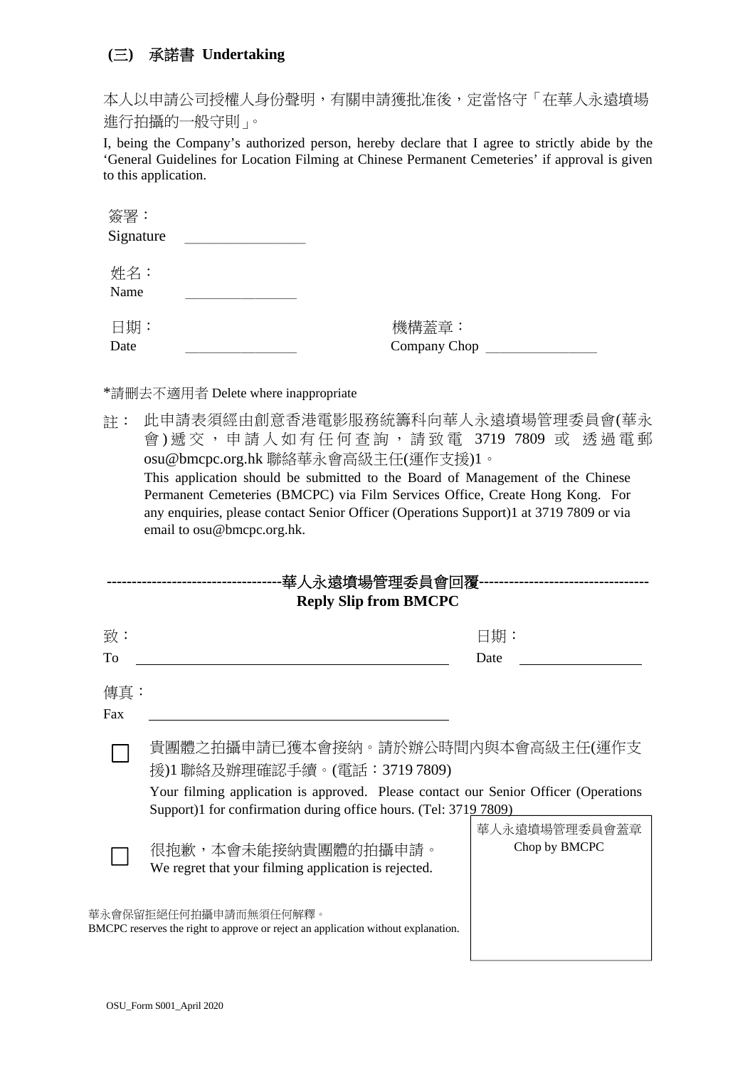## (三) 承諾書 Undertaking

本人以申請公司授權人身份聲明，有關申請獲批准後，定當恪守「在華人永遠墳場進行拍攝的一般守則」。

I, being the Company's authorized person, hereby declare that I agree to strictly abide by the 'General Guidelines for Location Filming at Chinese Permanent Cemeteries' if approval is given to this application.

簽署：
Signature ________________

姓名：
Name ________________

日期：
Date ________________

機構蓋章：
Company Chop ________________

*請刪去不適用者 Delete where inappropriate

註： 此申請表須經由創意香港電影服務統籌科向華人永遠墳場管理委員會(華永會)遞交，申請人如有任何查詢，請致電 3719 7809 或 透過電郵 osu@bmcpc.org.hk 聯絡華永會高級主任(運作支援)1。

This application should be submitted to the Board of Management of the Chinese Permanent Cemeteries (BMCPC) via Film Services Office, Create Hong Kong. For any enquiries, please contact Senior Officer (Operations Support)1 at 3719 7809 or via email to osu@bmcpc.org.hk.

---------------------------------華人永遠墳場管理委員會回覆---------------------------------

**Reply Slip from BMCPC**

致：
To ________________________________

日期：
Date ________________

傳真：
Fax ________________________________

☐ 貴團體之拍攝申請已獲本會接納。請於辦公時間內與本會高級主任(運作支援)1 聯絡及辦理確認手續。(電話：3719 7809)
Your filming application is approved. Please contact our Senior Officer (Operations Support)1 for confirmation during office hours. (Tel: 3719 7809)

☐ 很抱歉，本會未能接納貴團體的拍攝申請。
We regret that your filming application is rejected.

華人永遠墳場管理委員會蓋章
Chop by BMCPC

華永會保留拒絕任何拍攝申請而無須任何解釋。
BMCPC reserves the right to approve or reject an application without explanation.

OSU_Form S001_April 2020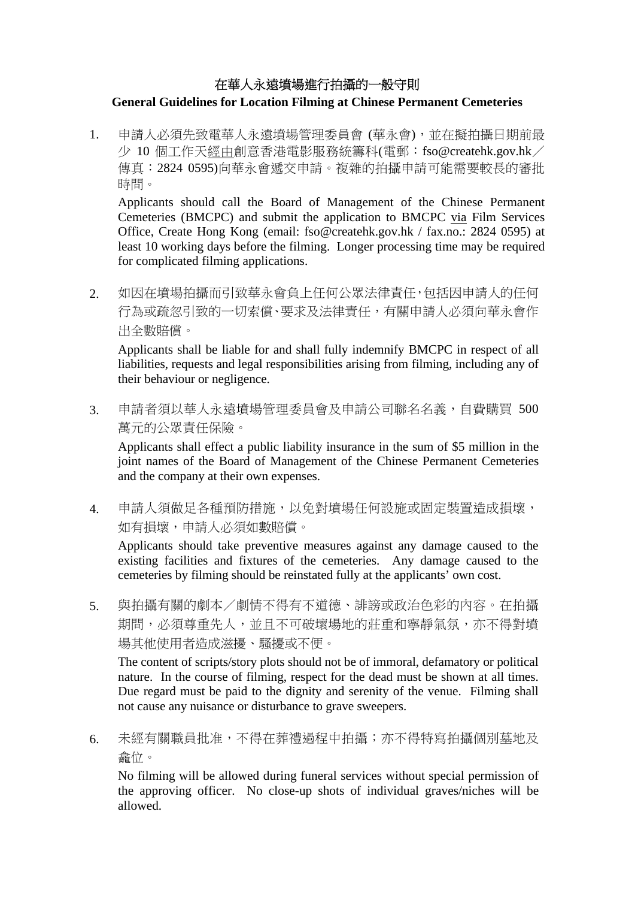# 在華人永遠墳場進行拍攝的一般守則

## General Guidelines for Location Filming at Chinese Permanent Cemeteries

1. 申請人必須先致電華人永遠墳場管理委員會 (華永會)，並在擬拍攝日期前最少 10 個工作天經由創意香港電影服務統籌科(電郵：fso@createhk.gov.hk／傳真：2824 0595)向華永會遞交申請。複雜的拍攝申請可能需要較長的審批時間。

   Applicants should call the Board of Management of the Chinese Permanent Cemeteries (BMCPC) and submit the application to BMCPC via Film Services Office, Create Hong Kong (email: fso@createhk.gov.hk / fax.no.: 2824 0595) at least 10 working days before the filming. Longer processing time may be required for complicated filming applications.

2. 如因在墳場拍攝而引致華永會負上任何公眾法律責任，包括因申請人的任何行為或疏忽引致的一切索償、要求及法律責任，有關申請人必須向華永會作出全數賠償。

   Applicants shall be liable for and shall fully indemnify BMCPC in respect of all liabilities, requests and legal responsibilities arising from filming, including any of their behaviour or negligence.

3. 申請者須以華人永遠墳場管理委員會及申請公司聯名名義，自費購買 500 萬元的公眾責任保險。

   Applicants shall effect a public liability insurance in the sum of $5 million in the joint names of the Board of Management of the Chinese Permanent Cemeteries and the company at their own expenses.

4. 申請人須做足各種預防措施，以免對墳場任何設施或固定裝置造成損壞，如有損壞，申請人必須如數賠償。

   Applicants should take preventive measures against any damage caused to the existing facilities and fixtures of the cemeteries. Any damage caused to the cemeteries by filming should be reinstated fully at the applicants' own cost.

5. 與拍攝有關的劇本／劇情不得有不道德、誹謗或政治色彩的內容。在拍攝期間，必須尊重先人，並且不可破壞場地的莊重和寧靜氣氛，亦不得對墳場其他使用者造成滋擾、騷擾或不便。

   The content of scripts/story plots should not be of immoral, defamatory or political nature. In the course of filming, respect for the dead must be shown at all times. Due regard must be paid to the dignity and serenity of the venue. Filming shall not cause any nuisance or disturbance to grave sweepers.

6. 未經有關職員批准，不得在葬禮過程中拍攝；亦不得特寫拍攝個別墓地及龕位。

   No filming will be allowed during funeral services without special permission of the approving officer. No close-up shots of individual graves/niches will be allowed.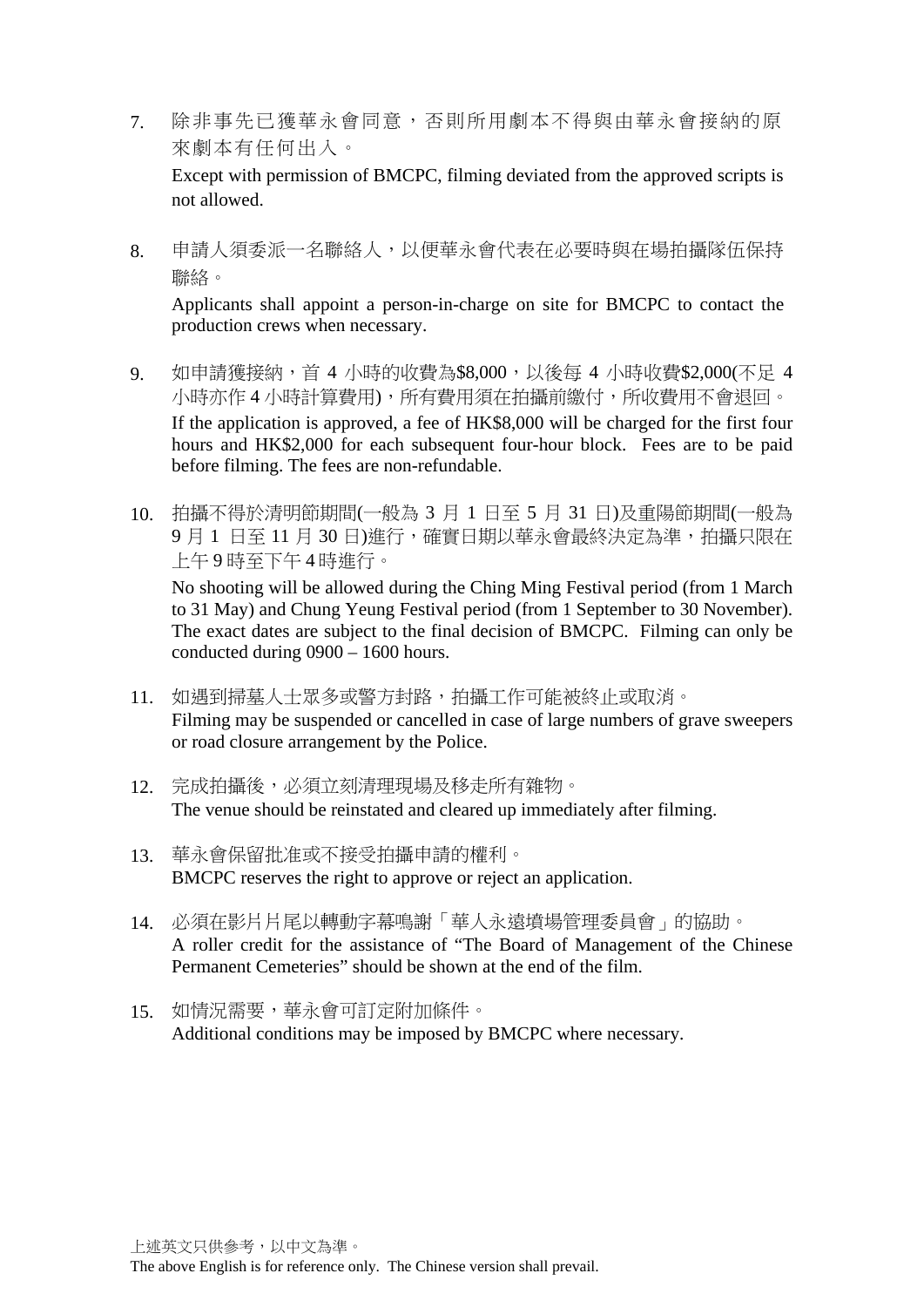7. 除非事先已獲華永會同意，否則所用劇本不得與由華永會接納的原來劇本有任何出入。

   Except with permission of BMCPC, filming deviated from the approved scripts is not allowed.

8. 申請人須委派一名聯絡人，以便華永會代表在必要時與在場拍攝隊伍保持聯絡。

   Applicants shall appoint a person-in-charge on site for BMCPC to contact the production crews when necessary.

9. 如申請獲接納，首 4 小時的收費為$8,000，以後每 4 小時收費$2,000(不足 4 小時亦作 4 小時計算費用)，所有費用須在拍攝前繳付，所收費用不會退回。

   If the application is approved, a fee of HK$8,000 will be charged for the first four hours and HK$2,000 for each subsequent four-hour block. Fees are to be paid before filming. The fees are non-refundable.

10. 拍攝不得於清明節期間(一般為 3 月 1 日至 5 月 31 日)及重陽節期間(一般為 9 月 1 日至 11 月 30 日)進行，確實日期以華永會最終決定為準，拍攝只限在上午 9 時至下午 4 時進行。

    No shooting will be allowed during the Ching Ming Festival period (from 1 March to 31 May) and Chung Yeung Festival period (from 1 September to 30 November). The exact dates are subject to the final decision of BMCPC. Filming can only be conducted during 0900 – 1600 hours.

11. 如遇到掃墓人士眾多或警方封路，拍攝工作可能被終止或取消。

    Filming may be suspended or cancelled in case of large numbers of grave sweepers or road closure arrangement by the Police.

12. 完成拍攝後，必須立刻清理現場及移走所有雜物。

    The venue should be reinstated and cleared up immediately after filming.

13. 華永會保留批准或不接受拍攝申請的權利。

    BMCPC reserves the right to approve or reject an application.

14. 必須在影片片尾以轉動字幕鳴謝「華人永遠墳場管理委員會」的協助。

    A roller credit for the assistance of "The Board of Management of the Chinese Permanent Cemeteries" should be shown at the end of the film.

15. 如情況需要，華永會可訂定附加條件。

    Additional conditions may be imposed by BMCPC where necessary.

上述英文只供參考，以中文為準。

The above English is for reference only. The Chinese version shall prevail.